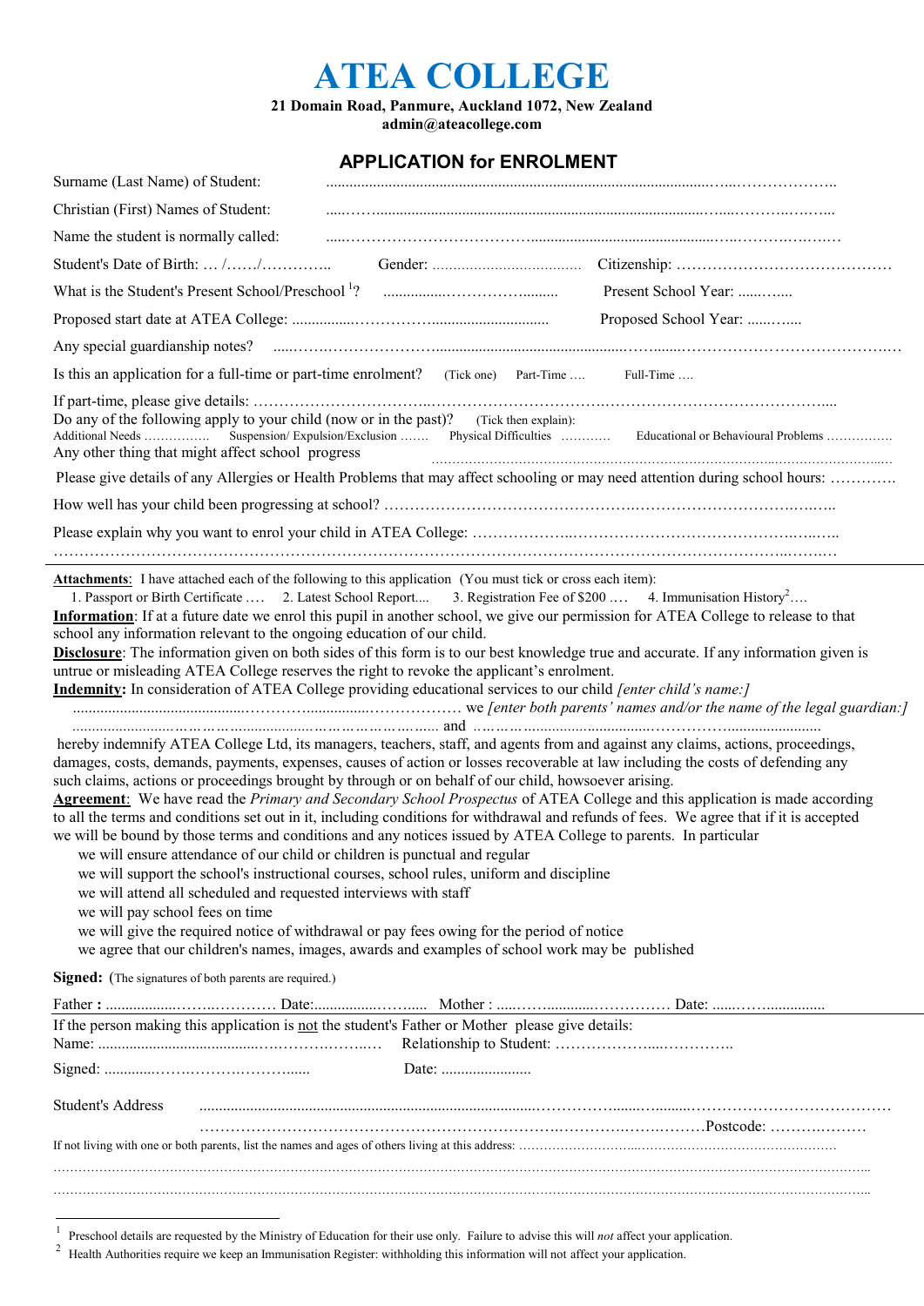# ATEA COLLEGE

**21 Domain Road, Panmure, Auckland 1072, New Zealand**
**admin@ateacollege.com**

## APPLICATION for ENROLMENT

Surname (Last Name) of Student: ……………………………………………………………

Christian (First) Names of Student: ……………………………………………………………

Name the student is normally called: ……………………………………………………………

Student's Date of Birth: … /……/………….. Gender: ……………………… Citizenship: ……………………………

What is the Student's Present School/Preschool [1]? …………………………… Present School Year: ……….

Proposed start date at ATEA College: …………………………………… Proposed School Year: ……….

Any special guardianship notes? ……………………………………………………………………………

Is this an application for a full-time or part-time enrolment? (Tick one) Part-Time …. Full-Time ….

If part-time, please give details: ……………………………………………………………………………

Do any of the following apply to your child (now or in the past)? (Tick then explain):
Additional Needs …………… Suspension/ Expulsion/Exclusion ……. Physical Difficulties ………… Educational or Behavioural Problems ……………
Any other thing that might affect school progress ……………………………………………………………

Please give details of any Allergies or Health Problems that may affect schooling or may need attention during school hours: ………….

How well has your child been progressing at school? ……………………………………………………………

Please explain why you want to enrol your child in ATEA College: ……………………………………………
……………………………………………………………………………………………………………

**Attachments**: I have attached each of the following to this application (You must tick or cross each item):
1. Passport or Birth Certificate …. 2. Latest School Report.... 3. Registration Fee of $200 …. 4. Immunisation History[2]….

**Information**: If at a future date we enrol this pupil in another school, we give our permission for ATEA College to release to that school any information relevant to the ongoing education of our child.

**Disclosure**: The information given on both sides of this form is to our best knowledge true and accurate. If any information given is untrue or misleading ATEA College reserves the right to revoke the applicant's enrolment.

**Indemnity:** In consideration of ATEA College providing educational services to our child *[enter child's name:]* …………………………………………… we *[enter both parents' names and/or the name of the legal guardian:]* …………………………………………… and …………………………………………… hereby indemnify ATEA College Ltd, its managers, teachers, staff, and agents from and against any claims, actions, proceedings, damages, costs, demands, payments, expenses, causes of action or losses recoverable at law including the costs of defending any such claims, actions or proceedings brought by through or on behalf of our child, howsoever arising.

**Agreement**: We have read the *Primary and Secondary School Prospectus* of ATEA College and this application is made according to all the terms and conditions set out in it, including conditions for withdrawal and refunds of fees. We agree that if it is accepted we will be bound by those terms and conditions and any notices issued by ATEA College to parents. In particular
- we will ensure attendance of our child or children is punctual and regular
- we will support the school's instructional courses, school rules, uniform and discipline
- we will attend all scheduled and requested interviews with staff
- we will pay school fees on time
- we will give the required notice of withdrawal or pay fees owing for the period of notice
- we agree that our children's names, images, awards and examples of school work may be published

**Signed:** (The signatures of both parents are required.)

Father **:** ………………………… Date:……………… Mother : ………………………… Date: ………………

If the person making this application is not the student's Father or Mother please give details:
Name: ………………………………… Relationship to Student: …………………………

Signed: ………………………………… Date: ………………

Student's Address ……………………………………………………………………………
……………………………………………………………………………Postcode: …………………

If not living with one or both parents, list the names and ages of others living at this address: ……………………………………
……………………………………………………………………………………………………………
……………………………………………………………………………………………………………

[1] Preschool details are requested by the Ministry of Education for their use only. Failure to advise this will *not* affect your application.
[2] Health Authorities require we keep an Immunisation Register: withholding this information will not affect your application.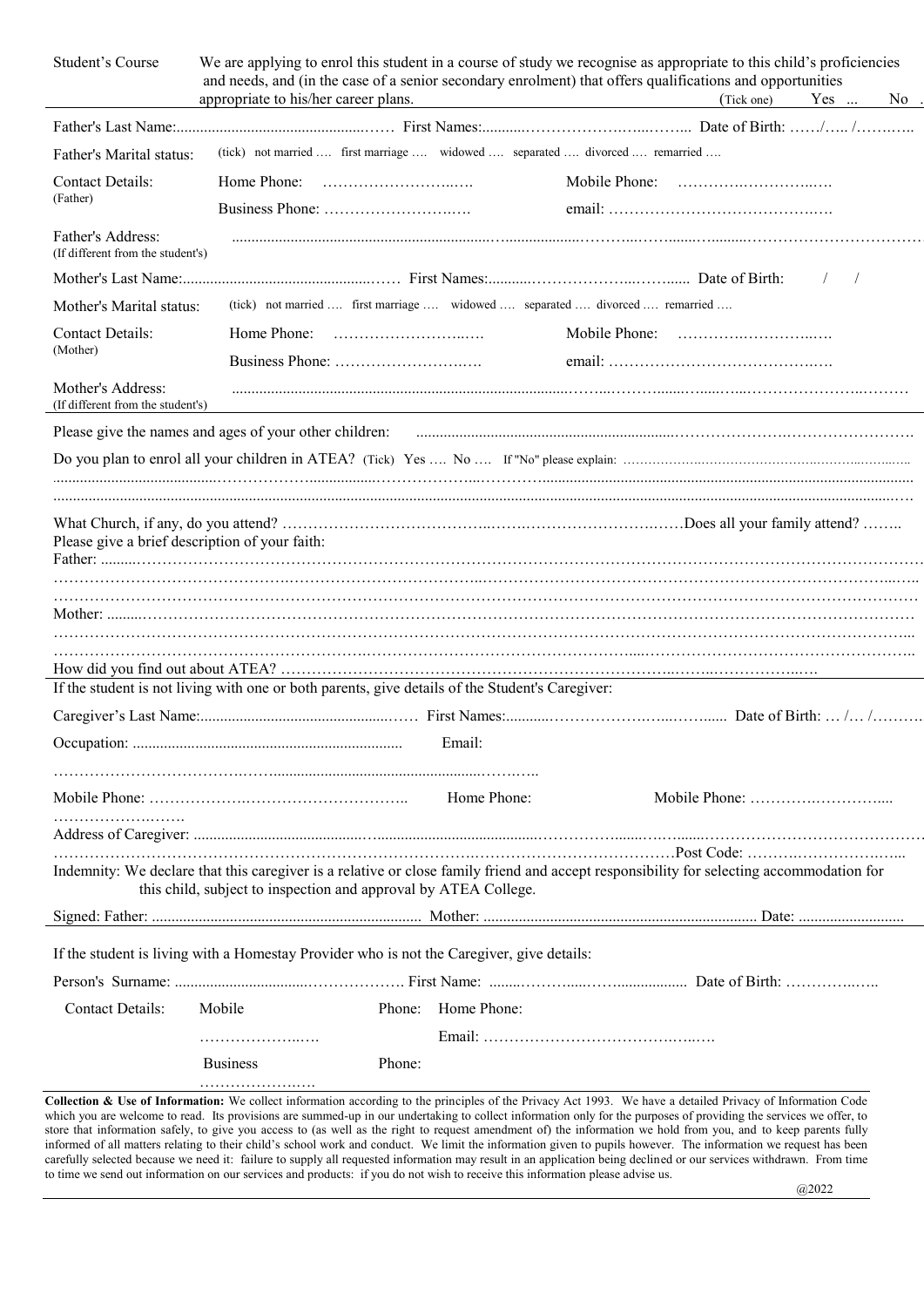Student's Course We are applying to enrol this student in a course of study we recognise as appropriate to this child's proficiencies and needs, and (in the case of a senior secondary enrolment) that offers qualifications and opportunities appropriate to his/her career plans. (Tick one) Yes ... No .

Father's Last Name:...................................................…… First Names:...........…………………..…...……... Date of Birth: ……/….. /……..…..

Father's Marital status: (tick) not married …. first marriage …. widowed …. separated …. divorced …. remarried ….

Contact Details: (Father) Home Phone: ………………………..…. Mobile Phone: ………….………….…. 
Business Phone: ……………………….…. email: …………………………………….….

Father's Address: (If different from the student's) ........................................................................……………………………………………

Mother's Last Name:...................................................…… First Names:...........…………………..……..... Date of Birth: / /

Mother's Marital status: (tick) not married …. first marriage …. widowed …. separated …. divorced …. remarried ….

Contact Details: (Mother) Home Phone: ………………………..…. Mobile Phone: ………….………….…. 
Business Phone: ……………………….…. email: …………………………………….….

Mother's Address: (If different from the student's) ........................................................................………………………………

Please give the names and ages of your other children: ...................................................................…………………………………………….

Do you plan to enrol all your children in ATEA? (Tick) Yes …. No …. If "No" please explain: ……………………………………………………………

.............................................................................................................................................................................................................................

.............................................................................................................................................................................................................................

What Church, if any, do you attend? …………………………………..…………………………………Does all your family attend? ……..

Please give a brief description of your faith:

Father: .........…………………………………………………………………………………………………………………………………………

……………………………………………………………………………………………………………………………………………………...

……………………………………………………………………………………………………………………………………………………

Mother: .........…………………………………………………………………………………………………………………………………………

……………………………………………………………………………………………………………………………………………………...

……………………………………………………………………………………………………………………………………………………...

How did you find out about ATEA? …………………………………………………………………………..……..………………..….

If the student is not living with one or both parents, give details of the Student's Caregiver:

Caregiver's Last Name:...................................................…… First Names:...........…………………..……...... Date of Birth: … /… /……….

Occupation: .................................................................... Email:

…………………………………….……...................................................……..…..

Mobile Phone: ……………….…………………………….. Home Phone: Mobile Phone: ……………….………....

…………………..…….

Address of Caregiver: ..........................................….........................................……………........……........………………………………

…………………………………………………………………………………………………………Post Code: ……….………….…...

Indemnity: We declare that this caregiver is a relative or close family friend and accept responsibility for selecting accommodation for this child, subject to inspection and approval by ATEA College.

Signed: Father: ..................................................................... Mother: ...................................................................... Date: ..........................

If the student is living with a Homestay Provider who is not the Caregiver, give details:

Person's Surname: ..................................………………. First Name: ........………......……................. Date of Birth: …………..…..

Contact Details: Mobile Phone: Home Phone:

………………..…. Email: …………………………………….….…

Business Phone:

………………….…

**Collection & Use of Information:** We collect information according to the principles of the Privacy Act 1993. We have a detailed Privacy of Information Code which you are welcome to read. Its provisions are summed-up in our undertaking to collect information only for the purposes of providing the services we offer, to store that information safely, to give you access to (as well as the right to request amendment of) the information we hold from you, and to keep parents fully informed of all matters relating to their child's school work and conduct. We limit the information given to pupils however. The information we request has been carefully selected because we need it: failure to supply all requested information may result in an application being declined or our services withdrawn. From time to time we send out information on our services and products: if you do not wish to receive this information please advise us.

@2022